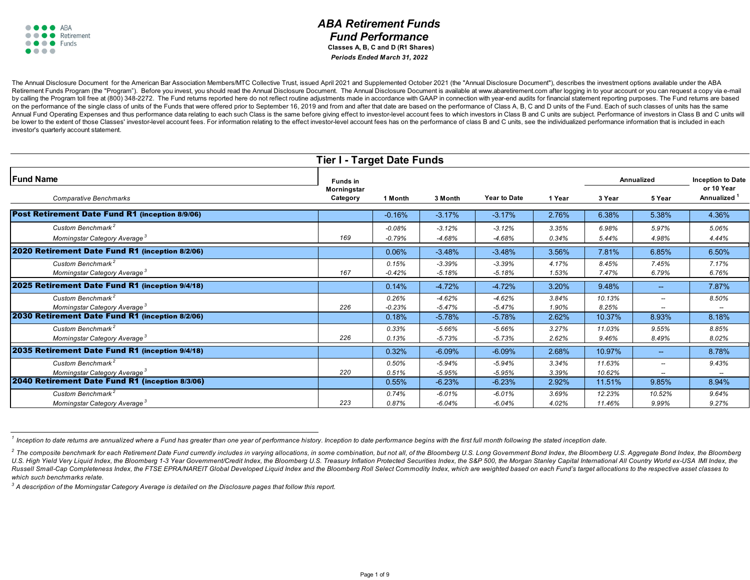# ABA Retirement Funds
## Fund Performance

**Classes A, B, C and D (R1 Shares)**

***Periods Ended March 31, 2022***

The Annual Disclosure Document for the American Bar Association Members/MTC Collective Trust, issued April 2021 and Supplemented October 2021 (the "Annual Disclosure Document"), describes the investment options available under the ABA Retirement Funds Program (the "Program"). Before you invest, you should read the Annual Disclosure Document. The Annual Disclosure Document is available at www.abaretirement.com after logging in to your account or you can request a copy via e-mail by calling the Program toll free at (800) 348-2272. The Fund returns reported here do not reflect routine adjustments made in accordance with GAAP in connection with year-end audits for financial statement reporting purposes. The Fund returns are based on the performance of the single class of units of the Funds that were offered prior to September 16, 2019 and from and after that date are based on the performance of Class A, B, C and D units of the Fund. Each of such classes of units has the same Annual Fund Operating Expenses and thus performance data relating to each such Class is the same before giving effect to investor-level account fees to which investors in Class B and C units are subject. Performance of investors in Class B and C units will be lower to the extent of those Classes' investor-level account fees. For information relating to the effect investor-level account fees has on the performance of class B and C units, see the individualized performance information that is included in each investor's quarterly account statement.

## Tier I - Target Date Funds

| Fund Name / *Comparative Benchmarks* | Funds in Morningstar Category | 1 Month | 3 Month | Year to Date | 1 Year | Annualized 3 Year | Annualized 5 Year | Inception to Date or 10 Year Annualized [1] |
|---|---|---|---|---|---|---|---|---|
| **Post Retirement Date Fund R1 (inception 8/9/06)** | | -0.16% | -3.17% | -3.17% | 2.76% | 6.38% | 5.38% | 4.36% |
| *Custom Benchmark* [2] | | *-0.08%* | *-3.12%* | *-3.12%* | *3.35%* | *6.98%* | *5.97%* | *5.06%* |
| *Morningstar Category Average* [3] | 169 | *-0.79%* | *-4.68%* | *-4.68%* | *0.34%* | *5.44%* | *4.98%* | *4.44%* |
| **2020 Retirement Date Fund R1 (inception 8/2/06)** | | 0.06% | -3.48% | -3.48% | 3.56% | 7.81% | 6.85% | 6.50% |
| *Custom Benchmark* [2] | | *0.15%* | *-3.39%* | *-3.39%* | *4.17%* | *8.45%* | *7.45%* | *7.17%* |
| *Morningstar Category Average* [3] | 167 | *-0.42%* | *-5.18%* | *-5.18%* | *1.53%* | *7.47%* | *6.79%* | *6.76%* |
| **2025 Retirement Date Fund R1 (inception 9/4/18)** | | 0.14% | -4.72% | -4.72% | 3.20% | 9.48% | -- | 7.87% |
| *Custom Benchmark* [2] | | *0.26%* | *-4.62%* | *-4.62%* | *3.84%* | *10.13%* | *--* | *8.50%* |
| *Morningstar Category Average* [3] | 226 | *-0.23%* | *-5.47%* | *-5.47%* | *1.90%* | *8.25%* | *--* | *--* |
| **2030 Retirement Date Fund R1 (inception 8/2/06)** | | 0.18% | -5.78% | -5.78% | 2.62% | 10.37% | 8.93% | 8.18% |
| *Custom Benchmark* [2] | | *0.33%* | *-5.66%* | *-5.66%* | *3.27%* | *11.03%* | *9.55%* | *8.85%* |
| *Morningstar Category Average* [3] | 226 | *0.13%* | *-5.73%* | *-5.73%* | *2.62%* | *9.46%* | *8.49%* | *8.02%* |
| **2035 Retirement Date Fund R1 (inception 9/4/18)** | | 0.32% | -6.09% | -6.09% | 2.68% | 10.97% | -- | 8.78% |
| *Custom Benchmark* [2] | | *0.50%* | *-5.94%* | *-5.94%* | *3.34%* | *11.63%* | *--* | *9.43%* |
| *Morningstar Category Average* [3] | 220 | *0.51%* | *-5.95%* | *-5.95%* | *3.39%* | *10.62%* | *--* | *--* |
| **2040 Retirement Date Fund R1 (inception 8/3/06)** | | 0.55% | -6.23% | -6.23% | 2.92% | 11.51% | 9.85% | 8.94% |
| *Custom Benchmark* [2] | | *0.74%* | *-6.01%* | *-6.01%* | *3.69%* | *12.23%* | *10.52%* | *9.64%* |
| *Morningstar Category Average* [3] | 223 | *0.87%* | *-6.04%* | *-6.04%* | *4.02%* | *11.46%* | *9.99%* | *9.27%* |

[1] *Inception to date returns are annualized where a Fund has greater than one year of performance history. Inception to date performance begins with the first full month following the stated inception date.*

[2] *The composite benchmark for each Retirement Date Fund currently includes in varying allocations, in some combination, but not all, of the Bloomberg U.S. Long Government Bond Index, the Bloomberg U.S. Aggregate Bond Index, the Bloomberg U.S. High Yield Very Liquid Index, the Bloomberg 1-3 Year Government/Credit Index, the Bloomberg U.S. Treasury Inflation Protected Securities Index, the S&P 500, the Morgan Stanley Capital International All Country World ex-USA IMI Index, the Russell Small-Cap Completeness Index, the FTSE EPRA/NAREIT Global Developed Liquid Index and the Bloomberg Roll Select Commodity Index, which are weighted based on each Fund's target allocations to the respective asset classes to which such benchmarks relate.*

[3] *A description of the Morningstar Category Average is detailed on the Disclosure pages that follow this report.*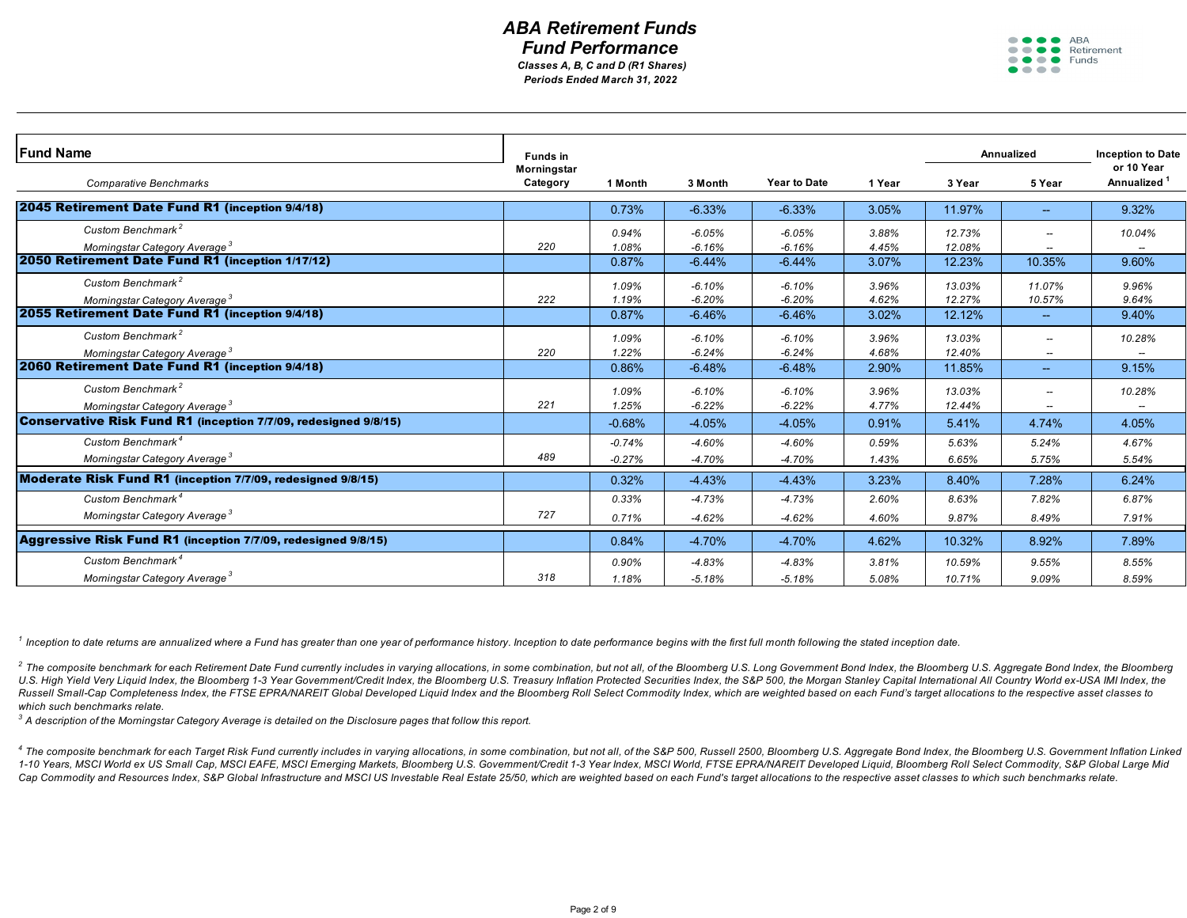# ABA Retirement Funds
## Fund Performance
*Classes A, B, C and D (R1 Shares)*
*Periods Ended March 31, 2022*

| Fund Name<br>*Comparative Benchmarks* | Funds in Morningstar Category | 1 Month | 3 Month | Year to Date | 1 Year | Annualized 3 Year | Annualized 5 Year | Inception to Date or 10 Year Annualized [1] |
|---|---|---|---|---|---|---|---|---|
| **2045 Retirement Date Fund R1 (inception 9/4/18)** | | 0.73% | -6.33% | -6.33% | 3.05% | 11.97% | -- | 9.32% |
| *Custom Benchmark [2]* | | *0.94%* | *-6.05%* | *-6.05%* | *3.88%* | *12.73%* | *--* | *10.04%* |
| *Morningstar Category Average [3]* | *220* | *1.08%* | *-6.16%* | *-6.16%* | *4.45%* | *12.08%* | *--* | *--* |
| **2050 Retirement Date Fund R1 (inception 1/17/12)** | | 0.87% | -6.44% | -6.44% | 3.07% | 12.23% | 10.35% | 9.60% |
| *Custom Benchmark [2]* | | *1.09%* | *-6.10%* | *-6.10%* | *3.96%* | *13.03%* | *11.07%* | *9.96%* |
| *Morningstar Category Average [3]* | *222* | *1.19%* | *-6.20%* | *-6.20%* | *4.62%* | *12.27%* | *10.57%* | *9.64%* |
| **2055 Retirement Date Fund R1 (inception 9/4/18)** | | 0.87% | -6.46% | -6.46% | 3.02% | 12.12% | -- | 9.40% |
| *Custom Benchmark [2]* | | *1.09%* | *-6.10%* | *-6.10%* | *3.96%* | *13.03%* | *--* | *10.28%* |
| *Morningstar Category Average [3]* | *220* | *1.22%* | *-6.24%* | *-6.24%* | *4.68%* | *12.40%* | *--* | *--* |
| **2060 Retirement Date Fund R1 (inception 9/4/18)** | | 0.86% | -6.48% | -6.48% | 2.90% | 11.85% | -- | 9.15% |
| *Custom Benchmark [2]* | | *1.09%* | *-6.10%* | *-6.10%* | *3.96%* | *13.03%* | *--* | *10.28%* |
| *Morningstar Category Average [3]* | *221* | *1.25%* | *-6.22%* | *-6.22%* | *4.77%* | *12.44%* | *--* | *--* |
| **Conservative Risk Fund R1 (inception 7/7/09, redesigned 9/8/15)** | | -0.68% | -4.05% | -4.05% | 0.91% | 5.41% | 4.74% | 4.05% |
| *Custom Benchmark [4]* | | *-0.74%* | *-4.60%* | *-4.60%* | *0.59%* | *5.63%* | *5.24%* | *4.67%* |
| *Morningstar Category Average [3]* | *489* | *-0.27%* | *-4.70%* | *-4.70%* | *1.43%* | *6.65%* | *5.75%* | *5.54%* |
| **Moderate Risk Fund R1 (inception 7/7/09, redesigned 9/8/15)** | | 0.32% | -4.43% | -4.43% | 3.23% | 8.40% | 7.28% | 6.24% |
| *Custom Benchmark [4]* | | *0.33%* | *-4.73%* | *-4.73%* | *2.60%* | *8.63%* | *7.82%* | *6.87%* |
| *Morningstar Category Average [3]* | *727* | *0.71%* | *-4.62%* | *-4.62%* | *4.60%* | *9.87%* | *8.49%* | *7.91%* |
| **Aggressive Risk Fund R1 (inception 7/7/09, redesigned 9/8/15)** | | 0.84% | -4.70% | -4.70% | 4.62% | 10.32% | 8.92% | 7.89% |
| *Custom Benchmark [4]* | | *0.90%* | *-4.83%* | *-4.83%* | *3.81%* | *10.59%* | *9.55%* | *8.55%* |
| *Morningstar Category Average [3]* | *318* | *1.18%* | *-5.18%* | *-5.18%* | *5.08%* | *10.71%* | *9.09%* | *8.59%* |

*[1] Inception to date returns are annualized where a Fund has greater than one year of performance history. Inception to date performance begins with the first full month following the stated inception date.*

*[2] The composite benchmark for each Retirement Date Fund currently includes in varying allocations, in some combination, but not all, of the Bloomberg U.S. Long Government Bond Index, the Bloomberg U.S. Aggregate Bond Index, the Bloomberg U.S. High Yield Very Liquid Index, the Bloomberg 1-3 Year Government/Credit Index, the Bloomberg U.S. Treasury Inflation Protected Securities Index, the S&P 500, the Morgan Stanley Capital International All Country World ex-USA IMI Index, the Russell Small-Cap Completeness Index, the FTSE EPRA/NAREIT Global Developed Liquid Index and the Bloomberg Roll Select Commodity Index, which are weighted based on each Fund's target allocations to the respective asset classes to which such benchmarks relate.*

*[3] A description of the Morningstar Category Average is detailed on the Disclosure pages that follow this report.*

*[4] The composite benchmark for each Target Risk Fund currently includes in varying allocations, in some combination, but not all, of the S&P 500, Russell 2500, Bloomberg U.S. Aggregate Bond Index, the Bloomberg U.S. Government Inflation Linked 1-10 Years, MSCI World ex US Small Cap, MSCI EAFE, MSCI Emerging Markets, Bloomberg U.S. Government/Credit 1-3 Year Index, MSCI World, FTSE EPRA/NAREIT Developed Liquid, Bloomberg Roll Select Commodity, S&P Global Large Mid Cap Commodity and Resources Index, S&P Global Infrastructure and MSCI US Investable Real Estate 25/50, which are weighted based on each Fund's target allocations to the respective asset classes to which such benchmarks relate.*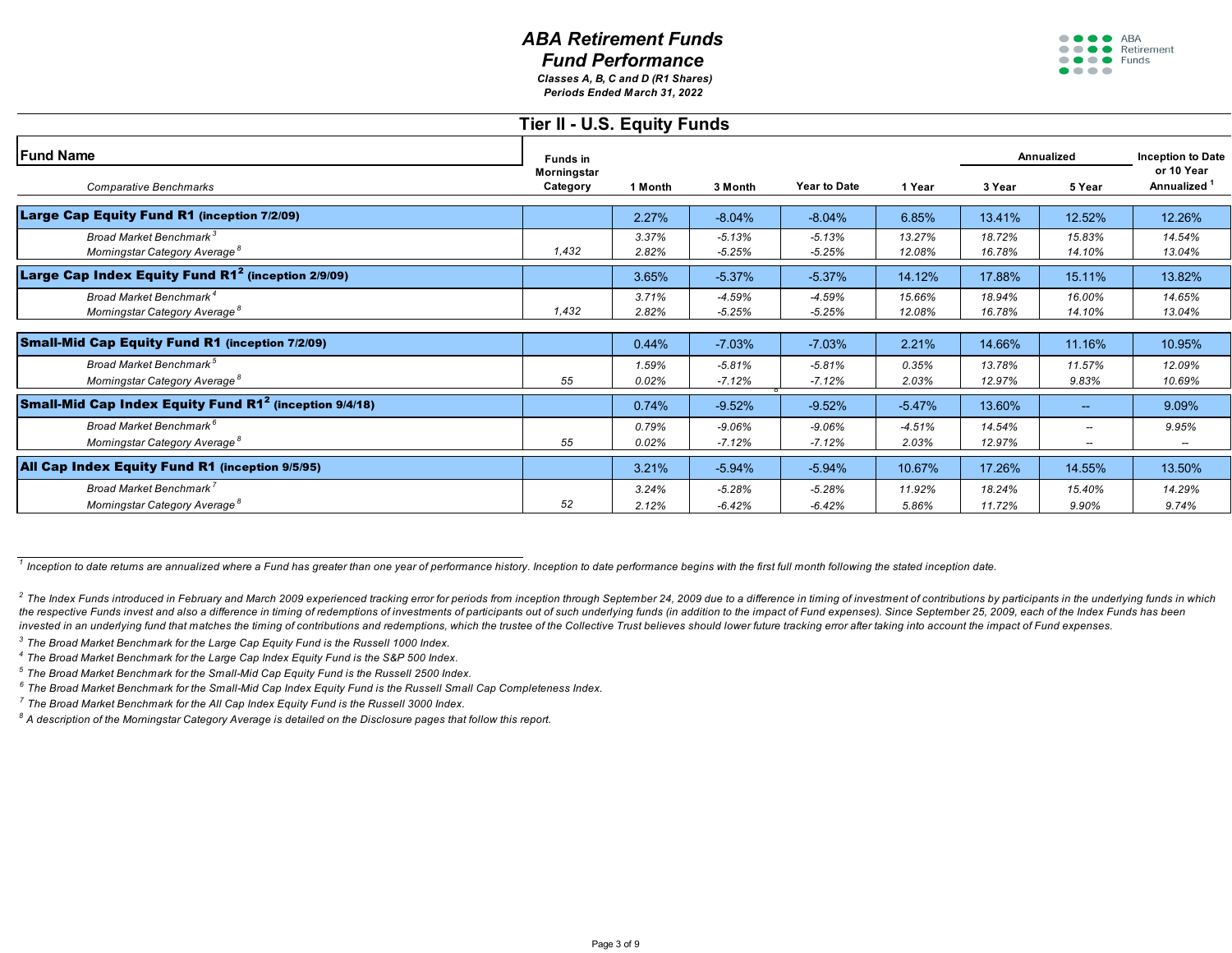# ABA Retirement Funds
## Fund Performance

*Classes A, B, C and D (R1 Shares)*
*Periods Ended March 31, 2022*

## Tier II - U.S. Equity Funds

| Fund Name<br>*Comparative Benchmarks* | Funds in Morningstar Category | 1 Month | 3 Month | Year to Date | 1 Year | Annualized 3 Year | Annualized 5 Year | Inception to Date or 10 Year Annualized [1] |
|---|---|---|---|---|---|---|---|---|
| **Large Cap Equity Fund R1 (inception 7/2/09)** | | 2.27% | -8.04% | -8.04% | 6.85% | 13.41% | 12.52% | 12.26% |
| *Broad Market Benchmark [3]* | | *3.37%* | *-5.13%* | *-5.13%* | *13.27%* | *18.72%* | *15.83%* | *14.54%* |
| *Morningstar Category Average [8]* | *1,432* | *2.82%* | *-5.25%* | *-5.25%* | *12.08%* | *16.78%* | *14.10%* | *13.04%* |
| **Large Cap Index Equity Fund R1[2] (inception 2/9/09)** | | 3.65% | -5.37% | -5.37% | 14.12% | 17.88% | 15.11% | 13.82% |
| *Broad Market Benchmark [4]* | | *3.71%* | *-4.59%* | *-4.59%* | *15.66%* | *18.94%* | *16.00%* | *14.65%* |
| *Morningstar Category Average [8]* | *1,432* | *2.82%* | *-5.25%* | *-5.25%* | *12.08%* | *16.78%* | *14.10%* | *13.04%* |
| **Small-Mid Cap Equity Fund R1 (inception 7/2/09)** | | 0.44% | -7.03% | -7.03% | 2.21% | 14.66% | 11.16% | 10.95% |
| *Broad Market Benchmark [5]* | | *1.59%* | *-5.81%* | *-5.81%* | *0.35%* | *13.78%* | *11.57%* | *12.09%* |
| *Morningstar Category Average [8]* | *55* | *0.02%* | *-7.12%* | *-7.12%* | *2.03%* | *12.97%* | *9.83%* | *10.69%* |
| **Small-Mid Cap Index Equity Fund R1[2] (inception 9/4/18)** | | 0.74% | -9.52% | -9.52% | -5.47% | 13.60% | -- | 9.09% |
| *Broad Market Benchmark [6]* | | *0.79%* | *-9.06%* | *-9.06%* | *-4.51%* | *14.54%* | *--* | *9.95%* |
| *Morningstar Category Average [8]* | *55* | *0.02%* | *-7.12%* | *-7.12%* | *2.03%* | *12.97%* | *--* | *--* |
| **All Cap Index Equity Fund R1 (inception 9/5/95)** | | 3.21% | -5.94% | -5.94% | 10.67% | 17.26% | 14.55% | 13.50% |
| *Broad Market Benchmark [7]* | | *3.24%* | *-5.28%* | *-5.28%* | *11.92%* | *18.24%* | *15.40%* | *14.29%* |
| *Morningstar Category Average [8]* | *52* | *2.12%* | *-6.42%* | *-6.42%* | *5.86%* | *11.72%* | *9.90%* | *9.74%* |

*[1] Inception to date returns are annualized where a Fund has greater than one year of performance history. Inception to date performance begins with the first full month following the stated inception date.*

*[2] The Index Funds introduced in February and March 2009 experienced tracking error for periods from inception through September 24, 2009 due to a difference in timing of investment of contributions by participants in the underlying funds in which the respective Funds invest and also a difference in timing of redemptions of investments of participants out of such underlying funds (in addition to the impact of Fund expenses). Since September 25, 2009, each of the Index Funds has been invested in an underlying fund that matches the timing of contributions and redemptions, which the trustee of the Collective Trust believes should lower future tracking error after taking into account the impact of Fund expenses.*

*[3] The Broad Market Benchmark for the Large Cap Equity Fund is the Russell 1000 Index.*

*[4] The Broad Market Benchmark for the Large Cap Index Equity Fund is the S&P 500 Index.*

*[5] The Broad Market Benchmark for the Small-Mid Cap Equity Fund is the Russell 2500 Index.*

*[6] The Broad Market Benchmark for the Small-Mid Cap Index Equity Fund is the Russell Small Cap Completeness Index.*

*[7] The Broad Market Benchmark for the All Cap Index Equity Fund is the Russell 3000 Index.*

*[8] A description of the Morningstar Category Average is detailed on the Disclosure pages that follow this report.*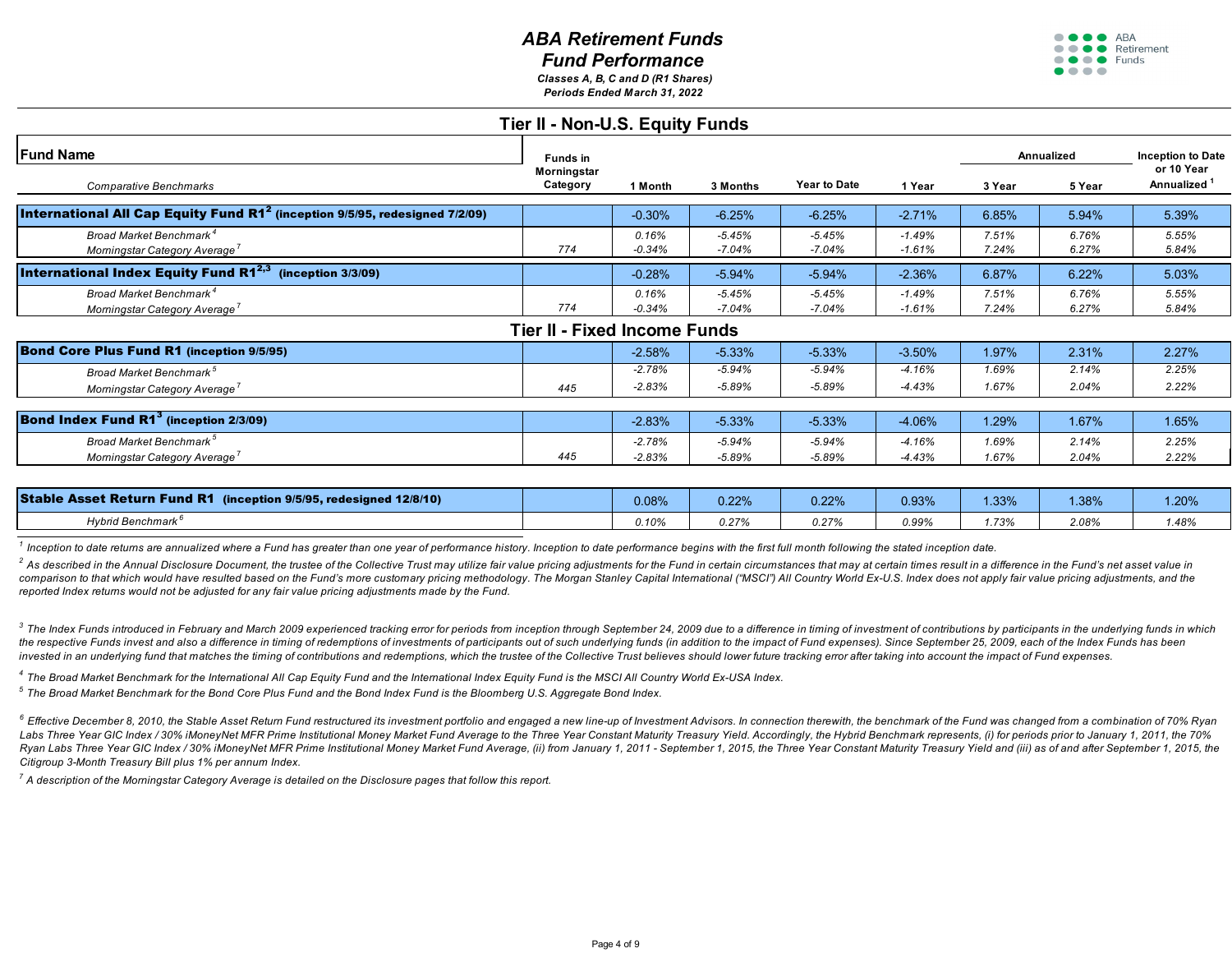# ABA Retirement Funds
# Fund Performance

*Classes A, B, C and D (R1 Shares)*
*Periods Ended March 31, 2022*

## Tier II - Non-U.S. Equity Funds

| Fund Name<br>*Comparative Benchmarks* | Funds in Morningstar Category | 1 Month | 3 Months | Year to Date | 1 Year | Annualized 3 Year | Annualized 5 Year | Inception to Date or 10 Year Annualized [1] |
|---|---|---|---|---|---|---|---|---|
| **International All Cap Equity Fund R1[2] (inception 9/5/95, redesigned 7/2/09)** | | -0.30% | -6.25% | -6.25% | -2.71% | 6.85% | 5.94% | 5.39% |
| *Broad Market Benchmark [4]* | | *0.16%* | *-5.45%* | *-5.45%* | *-1.49%* | *7.51%* | *6.76%* | *5.55%* |
| *Morningstar Category Average [7]* | *774* | *-0.34%* | *-7.04%* | *-7.04%* | *-1.61%* | *7.24%* | *6.27%* | *5.84%* |
| **International Index Equity Fund R1[2,3] (inception 3/3/09)** | | -0.28% | -5.94% | -5.94% | -2.36% | 6.87% | 6.22% | 5.03% |
| *Broad Market Benchmark [4]* | | *0.16%* | *-5.45%* | *-5.45%* | *-1.49%* | *7.51%* | *6.76%* | *5.55%* |
| *Morningstar Category Average [7]* | *774* | *-0.34%* | *-7.04%* | *-7.04%* | *-1.61%* | *7.24%* | *6.27%* | *5.84%* |

## Tier II - Fixed Income Funds

| Fund Name<br>*Comparative Benchmarks* | Funds in Morningstar Category | 1 Month | 3 Months | Year to Date | 1 Year | Annualized 3 Year | Annualized 5 Year | Inception to Date or 10 Year Annualized [1] |
|---|---|---|---|---|---|---|---|---|
| **Bond Core Plus Fund R1 (inception 9/5/95)** | | -2.58% | -5.33% | -5.33% | -3.50% | 1.97% | 2.31% | 2.27% |
| *Broad Market Benchmark [5]* | | *-2.78%* | *-5.94%* | *-5.94%* | *-4.16%* | *1.69%* | *2.14%* | *2.25%* |
| *Morningstar Category Average [7]* | *445* | *-2.83%* | *-5.89%* | *-5.89%* | *-4.43%* | *1.67%* | *2.04%* | *2.22%* |
| **Bond Index Fund R1[3] (inception 2/3/09)** | | -2.83% | -5.33% | -5.33% | -4.06% | 1.29% | 1.67% | 1.65% |
| *Broad Market Benchmark [5]* | | *-2.78%* | *-5.94%* | *-5.94%* | *-4.16%* | *1.69%* | *2.14%* | *2.25%* |
| *Morningstar Category Average [7]* | *445* | *-2.83%* | *-5.89%* | *-5.89%* | *-4.43%* | *1.67%* | *2.04%* | *2.22%* |
| **Stable Asset Return Fund R1 (inception 9/5/95, redesigned 12/8/10)** | | 0.08% | 0.22% | 0.22% | 0.93% | 1.33% | 1.38% | 1.20% |
| *Hybrid Benchmark [6]* | | *0.10%* | *0.27%* | *0.27%* | *0.99%* | *1.73%* | *2.08%* | *1.48%* |

*[1] Inception to date returns are annualized where a Fund has greater than one year of performance history. Inception to date performance begins with the first full month following the stated inception date.*

*[2] As described in the Annual Disclosure Document, the trustee of the Collective Trust may utilize fair value pricing adjustments for the Fund in certain circumstances that may at certain times result in a difference in the Fund's net asset value in comparison to that which would have resulted based on the Fund's more customary pricing methodology. The Morgan Stanley Capital International ("MSCI") All Country World Ex-U.S. Index does not apply fair value pricing adjustments, and the reported Index returns would not be adjusted for any fair value pricing adjustments made by the Fund.*

*[3] The Index Funds introduced in February and March 2009 experienced tracking error for periods from inception through September 24, 2009 due to a difference in timing of investment of contributions by participants in the underlying funds in which the respective Funds invest and also a difference in timing of redemptions of investments of participants out of such underlying funds (in addition to the impact of Fund expenses). Since September 25, 2009, each of the Index Funds has been invested in an underlying fund that matches the timing of contributions and redemptions, which the trustee of the Collective Trust believes should lower future tracking error after taking into account the impact of Fund expenses.*

*[4] The Broad Market Benchmark for the International All Cap Equity Fund and the International Index Equity Fund is the MSCI All Country World Ex-USA Index.*

*[5] The Broad Market Benchmark for the Bond Core Plus Fund and the Bond Index Fund is the Bloomberg U.S. Aggregate Bond Index.*

*[6] Effective December 8, 2010, the Stable Asset Return Fund restructured its investment portfolio and engaged a new line-up of Investment Advisors. In connection therewith, the benchmark of the Fund was changed from a combination of 70% Ryan Labs Three Year GIC Index / 30% iMoneyNet MFR Prime Institutional Money Market Fund Average to the Three Year Constant Maturity Treasury Yield. Accordingly, the Hybrid Benchmark represents, (i) for periods prior to January 1, 2011, the 70% Ryan Labs Three Year GIC Index / 30% iMoneyNet MFR Prime Institutional Money Market Fund Average, (ii) from January 1, 2011 - September 1, 2015, the Three Year Constant Maturity Treasury Yield and (iii) as of and after September 1, 2015, the Citigroup 3-Month Treasury Bill plus 1% per annum Index.*

*[7] A description of the Morningstar Category Average is detailed on the Disclosure pages that follow this report.*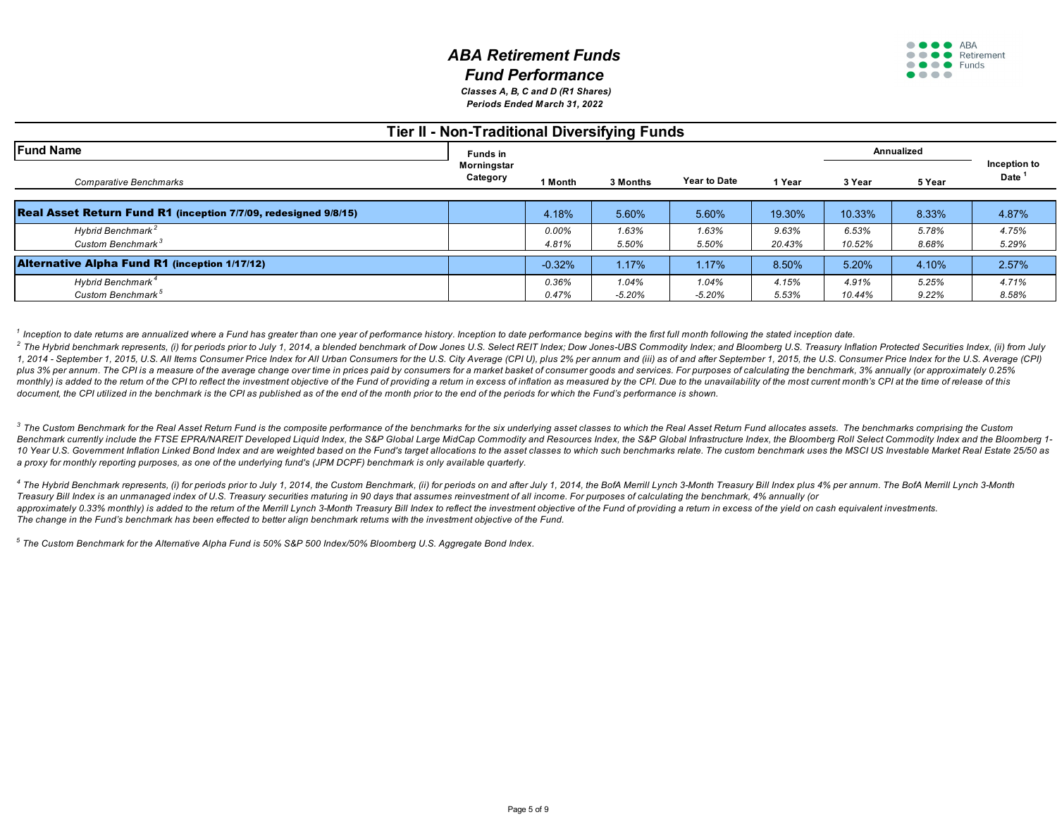# ABA Retirement Funds

## Fund Performance

***Classes A, B, C and D (R1 Shares)***

***Periods Ended March 31, 2022***

## Tier II - Non-Traditional Diversifying Funds

| Fund Name / *Comparative Benchmarks* | Funds in Morningstar Category | 1 Month | 3 Months | Year to Date | 1 Year | Annualized 3 Year | Annualized 5 Year | Inception to Date [1] |
|---|---|---|---|---|---|---|---|---|
| **Real Asset Return Fund R1 (inception 7/7/09, redesigned 9/8/15)** | | 4.18% | 5.60% | 5.60% | 19.30% | 10.33% | 8.33% | 4.87% |
| *Hybrid Benchmark [2]* | | *0.00%* | *1.63%* | *1.63%* | *9.63%* | *6.53%* | *5.78%* | *4.75%* |
| *Custom Benchmark [3]* | | *4.81%* | *5.50%* | *5.50%* | *20.43%* | *10.52%* | *8.68%* | *5.29%* |
| **Alternative Alpha Fund R1 (inception 1/17/12)** | | -0.32% | 1.17% | 1.17% | 8.50% | 5.20% | 4.10% | 2.57% |
| *Hybrid Benchmark [4]* | | *0.36%* | *1.04%* | *1.04%* | *4.15%* | *4.91%* | *5.25%* | *4.71%* |
| *Custom Benchmark [5]* | | *0.47%* | *-5.20%* | *-5.20%* | *5.53%* | *10.44%* | *9.22%* | *8.58%* |

*[1] Inception to date returns are annualized where a Fund has greater than one year of performance history. Inception to date performance begins with the first full month following the stated inception date.*

*[2] The Hybrid benchmark represents, (i) for periods prior to July 1, 2014, a blended benchmark of Dow Jones U.S. Select REIT Index; Dow Jones-UBS Commodity Index; and Bloomberg U.S. Treasury Inflation Protected Securities Index, (ii) from July 1, 2014 - September 1, 2015, U.S. All Items Consumer Price Index for All Urban Consumers for the U.S. City Average (CPI U), plus 2% per annum and (iii) as of and after September 1, 2015, the U.S. Consumer Price Index for the U.S. Average (CPI) plus 3% per annum. The CPI is a measure of the average change over time in prices paid by consumers for a market basket of consumer goods and services. For purposes of calculating the benchmark, 3% annually (or approximately 0.25% monthly) is added to the return of the CPI to reflect the investment objective of the Fund of providing a return in excess of inflation as measured by the CPI. Due to the unavailability of the most current month's CPI at the time of release of this document, the CPI utilized in the benchmark is the CPI as published as of the end of the month prior to the end of the periods for which the Fund's performance is shown.*

*[3] The Custom Benchmark for the Real Asset Return Fund is the composite performance of the benchmarks for the six underlying asset classes to which the Real Asset Return Fund allocates assets. The benchmarks comprising the Custom Benchmark currently include the FTSE EPRA/NAREIT Developed Liquid Index, the S&P Global Large MidCap Commodity and Resources Index, the S&P Global Infrastructure Index, the Bloomberg Roll Select Commodity Index and the Bloomberg 1-10 Year U.S. Government Inflation Linked Bond Index and are weighted based on the Fund's target allocations to the asset classes to which such benchmarks relate. The custom benchmark uses the MSCI US Investable Market Real Estate 25/50 as a proxy for monthly reporting purposes, as one of the underlying fund's (JPM DCPF) benchmark is only available quarterly.*

*[4] The Hybrid Benchmark represents, (i) for periods prior to July 1, 2014, the Custom Benchmark, (ii) for periods on and after July 1, 2014, the BofA Merrill Lynch 3-Month Treasury Bill Index plus 4% per annum. The BofA Merrill Lynch 3-Month Treasury Bill Index is an unmanaged index of U.S. Treasury securities maturing in 90 days that assumes reinvestment of all income. For purposes of calculating the benchmark, 4% annually (or approximately 0.33% monthly) is added to the return of the Merrill Lynch 3-Month Treasury Bill Index to reflect the investment objective of the Fund of providing a return in excess of the yield on cash equivalent investments. The change in the Fund's benchmark has been effected to better align benchmark returns with the investment objective of the Fund.*

*[5] The Custom Benchmark for the Alternative Alpha Fund is 50% S&P 500 Index/50% Bloomberg U.S. Aggregate Bond Index.*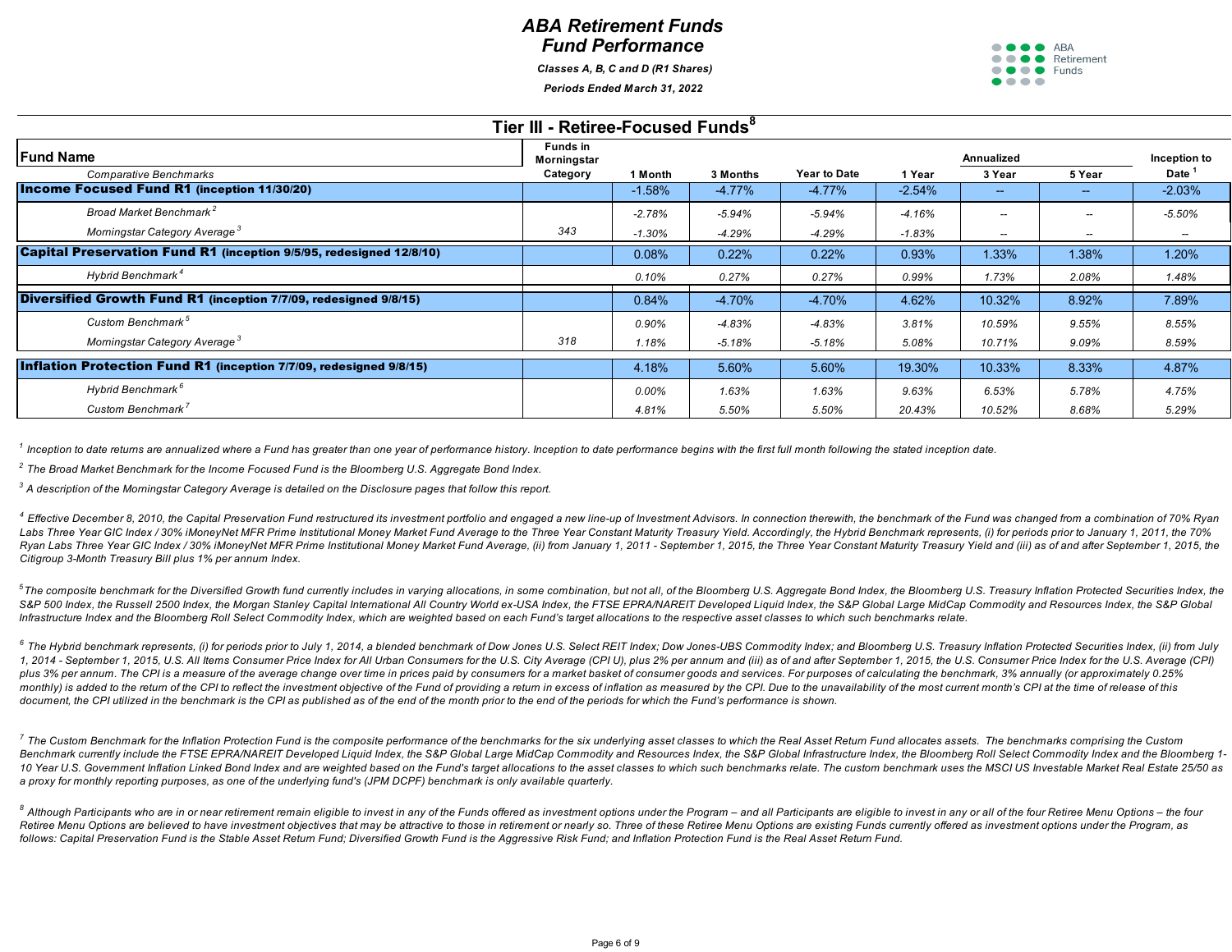# ABA Retirement Funds
# Fund Performance

***Classes A, B, C and D (R1 Shares)***

***Periods Ended March 31, 2022***

## Tier III - Retiree-Focused Funds[8]

| Fund Name<br>*Comparative Benchmarks* | Funds in Morningstar Category | 1 Month | 3 Months | Year to Date | 1 Year | Annualized 3 Year | Annualized 5 Year | Inception to Date [1] |
|---|---|---|---|---|---|---|---|---|
| **Income Focused Fund R1 (inception 11/30/20)** | | -1.58% | -4.77% | -4.77% | -2.54% | -- | -- | -2.03% |
| *Broad Market Benchmark [2]* | | *-2.78%* | *-5.94%* | *-5.94%* | *-4.16%* | *--* | *--* | *-5.50%* |
| *Morningstar Category Average [3]* | 343 | *-1.30%* | *-4.29%* | *-4.29%* | *-1.83%* | *--* | *--* | *--* |
| **Capital Preservation Fund R1 (inception 9/5/95, redesigned 12/8/10)** | | 0.08% | 0.22% | 0.22% | 0.93% | 1.33% | 1.38% | 1.20% |
| *Hybrid Benchmark [4]* | | *0.10%* | *0.27%* | *0.27%* | *0.99%* | *1.73%* | *2.08%* | *1.48%* |
| **Diversified Growth Fund R1 (inception 7/7/09, redesigned 9/8/15)** | | 0.84% | -4.70% | -4.70% | 4.62% | 10.32% | 8.92% | 7.89% |
| *Custom Benchmark [5]* | | *0.90%* | *-4.83%* | *-4.83%* | *3.81%* | *10.59%* | *9.55%* | *8.55%* |
| *Morningstar Category Average [3]* | 318 | *1.18%* | *-5.18%* | *-5.18%* | *5.08%* | *10.71%* | *9.09%* | *8.59%* |
| **Inflation Protection Fund R1 (inception 7/7/09, redesigned 9/8/15)** | | 4.18% | 5.60% | 5.60% | 19.30% | 10.33% | 8.33% | 4.87% |
| *Hybrid Benchmark [6]* | | *0.00%* | *1.63%* | *1.63%* | *9.63%* | *6.53%* | *5.78%* | *4.75%* |
| *Custom Benchmark [7]* | | *4.81%* | *5.50%* | *5.50%* | *20.43%* | *10.52%* | *8.68%* | *5.29%* |

*[1] Inception to date returns are annualized where a Fund has greater than one year of performance history. Inception to date performance begins with the first full month following the stated inception date.*

*[2] The Broad Market Benchmark for the Income Focused Fund is the Bloomberg U.S. Aggregate Bond Index.*

*[3] A description of the Morningstar Category Average is detailed on the Disclosure pages that follow this report.*

*[4] Effective December 8, 2010, the Capital Preservation Fund restructured its investment portfolio and engaged a new line-up of Investment Advisors. In connection therewith, the benchmark of the Fund was changed from a combination of 70% Ryan Labs Three Year GIC Index / 30% iMoneyNet MFR Prime Institutional Money Market Fund Average to the Three Year Constant Maturity Treasury Yield. Accordingly, the Hybrid Benchmark represents, (i) for periods prior to January 1, 2011, the 70% Ryan Labs Three Year GIC Index / 30% iMoneyNet MFR Prime Institutional Money Market Fund Average, (ii) from January 1, 2011 - September 1, 2015, the Three Year Constant Maturity Treasury Yield and (iii) as of and after September 1, 2015, the Citigroup 3-Month Treasury Bill plus 1% per annum Index.*

*[5] The composite benchmark for the Diversified Growth fund currently includes in varying allocations, in some combination, but not all, of the Bloomberg U.S. Aggregate Bond Index, the Bloomberg U.S. Treasury Inflation Protected Securities Index, the S&P 500 Index, the Russell 2500 Index, the Morgan Stanley Capital International All Country World ex-USA Index, the FTSE EPRA/NAREIT Developed Liquid Index, the S&P Global Large MidCap Commodity and Resources Index, the S&P Global Infrastructure Index and the Bloomberg Roll Select Commodity Index, which are weighted based on each Fund's target allocations to the respective asset classes to which such benchmarks relate.*

*[6] The Hybrid benchmark represents, (i) for periods prior to July 1, 2014, a blended benchmark of Dow Jones U.S. Select REIT Index; Dow Jones-UBS Commodity Index; and Bloomberg U.S. Treasury Inflation Protected Securities Index, (ii) from July 1, 2014 - September 1, 2015, U.S. All Items Consumer Price Index for All Urban Consumers for the U.S. City Average (CPI U), plus 2% per annum and (iii) as of and after September 1, 2015, the U.S. Consumer Price Index for the U.S. Average (CPI) plus 3% per annum. The CPI is a measure of the average change over time in prices paid by consumers for a market basket of consumer goods and services. For purposes of calculating the benchmark, 3% annually (or approximately 0.25% monthly) is added to the return of the CPI to reflect the investment objective of the Fund of providing a return in excess of inflation as measured by the CPI. Due to the unavailability of the most current month's CPI at the time of release of this document, the CPI utilized in the benchmark is the CPI as published as of the end of the month prior to the end of the periods for which the Fund's performance is shown.*

*[7] The Custom Benchmark for the Inflation Protection Fund is the composite performance of the benchmarks for the six underlying asset classes to which the Real Asset Return Fund allocates assets. The benchmarks comprising the Custom Benchmark currently include the FTSE EPRA/NAREIT Developed Liquid Index, the S&P Global Large MidCap Commodity and Resources Index, the S&P Global Infrastructure Index, the Bloomberg Roll Select Commodity Index and the Bloomberg 1-10 Year U.S. Government Inflation Linked Bond Index and are weighted based on the Fund's target allocations to the asset classes to which such benchmarks relate. The custom benchmark uses the MSCI US Investable Market Real Estate 25/50 as a proxy for monthly reporting purposes, as one of the underlying fund's (JPM DCPF) benchmark is only available quarterly.*

*[8] Although Participants who are in or near retirement remain eligible to invest in any of the Funds offered as investment options under the Program – and all Participants are eligible to invest in any or all of the four Retiree Menu Options – the four Retiree Menu Options are believed to have investment objectives that may be attractive to those in retirement or nearly so. Three of these Retiree Menu Options are existing Funds currently offered as investment options under the Program, as follows: Capital Preservation Fund is the Stable Asset Return Fund; Diversified Growth Fund is the Aggressive Risk Fund; and Inflation Protection Fund is the Real Asset Return Fund.*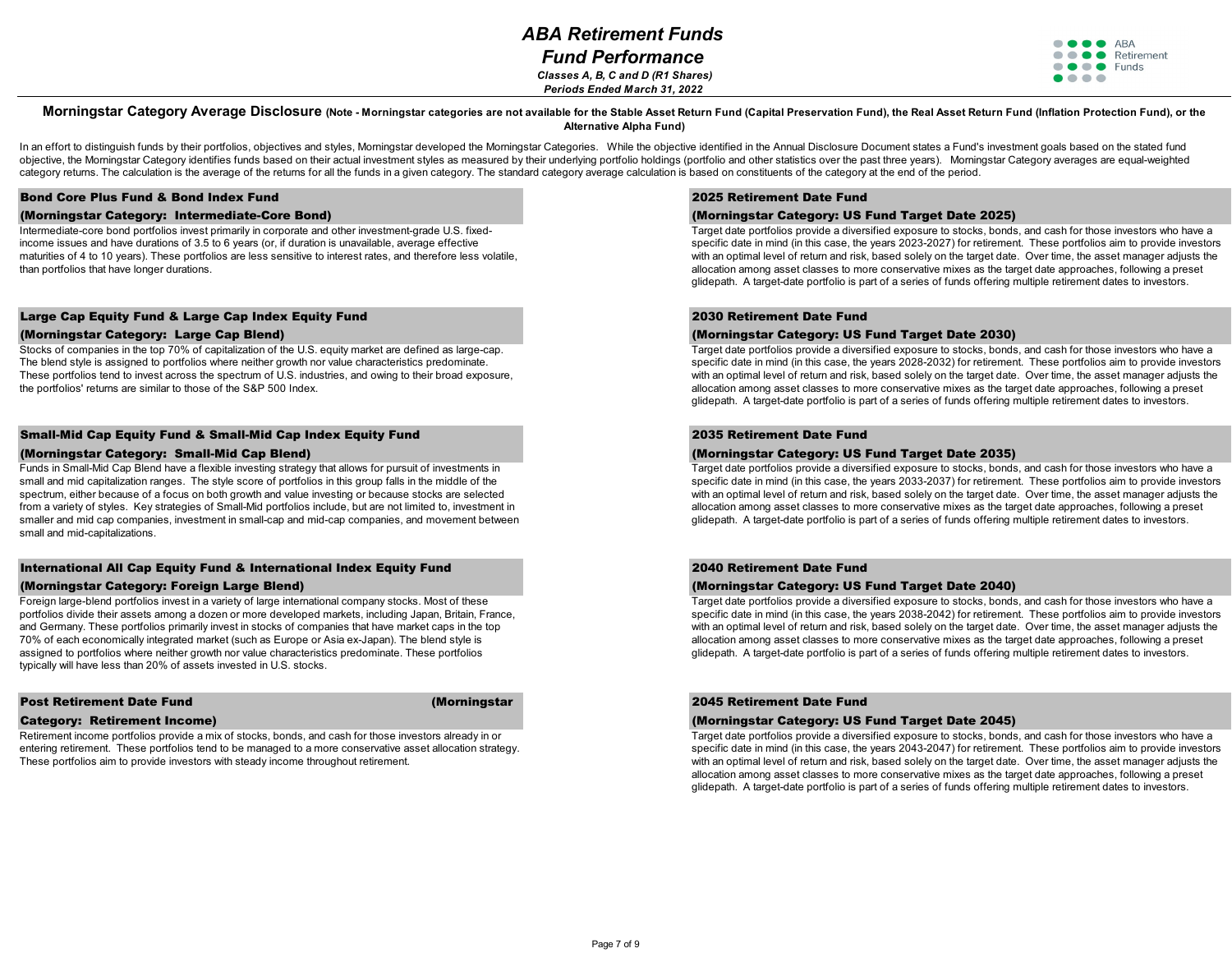# ABA Retirement Funds

## Fund Performance

*Classes A, B, C and D (R1 Shares)*

*Periods Ended March 31, 2022*

### Morningstar Category Average Disclosure (Note - Morningstar categories are not available for the Stable Asset Return Fund (Capital Preservation Fund), the Real Asset Return Fund (Inflation Protection Fund), or the Alternative Alpha Fund)

In an effort to distinguish funds by their portfolios, objectives and styles, Morningstar developed the Morningstar Categories. While the objective identified in the Annual Disclosure Document states a Fund's investment goals based on the stated fund objective, the Morningstar Category identifies funds based on their actual investment styles as measured by their underlying portfolio holdings (portfolio and other statistics over the past three years). Morningstar Category averages are equal-weighted category returns. The calculation is the average of the returns for all the funds in a given category. The standard category average calculation is based on constituents of the category at the end of the period.

**Bond Core Plus Fund & Bond Index Fund**
**(Morningstar Category: Intermediate-Core Bond)**

Intermediate-core bond portfolios invest primarily in corporate and other investment-grade U.S. fixed-income issues and have durations of 3.5 to 6 years (or, if duration is unavailable, average effective maturities of 4 to 10 years). These portfolios are less sensitive to interest rates, and therefore less volatile, than portfolios that have longer durations.

**Large Cap Equity Fund & Large Cap Index Equity Fund**
**(Morningstar Category: Large Cap Blend)**

Stocks of companies in the top 70% of capitalization of the U.S. equity market are defined as large-cap. The blend style is assigned to portfolios where neither growth nor value characteristics predominate. These portfolios tend to invest across the spectrum of U.S. industries, and owing to their broad exposure, the portfolios' returns are similar to those of the S&P 500 Index.

**Small-Mid Cap Equity Fund & Small-Mid Cap Index Equity Fund**
**(Morningstar Category: Small-Mid Cap Blend)**

Funds in Small-Mid Cap Blend have a flexible investing strategy that allows for pursuit of investments in small and mid capitalization ranges. The style score of portfolios in this group falls in the middle of the spectrum, either because of a focus on both growth and value investing or because stocks are selected from a variety of styles. Key strategies of Small-Mid portfolios include, but are not limited to, investment in smaller and mid cap companies, investment in small-cap and mid-cap companies, and movement between small and mid-capitalizations.

**International All Cap Equity Fund & International Index Equity Fund**
**(Morningstar Category: Foreign Large Blend)**

Foreign large-blend portfolios invest in a variety of large international company stocks. Most of these portfolios divide their assets among a dozen or more developed markets, including Japan, Britain, France, and Germany. These portfolios primarily invest in stocks of companies that have market caps in the top 70% of each economically integrated market (such as Europe or Asia ex-Japan). The blend style is assigned to portfolios where neither growth nor value characteristics predominate. These portfolios typically will have less than 20% of assets invested in U.S. stocks.

**Post Retirement Date Fund (Morningstar Category: Retirement Income)**

Retirement income portfolios provide a mix of stocks, bonds, and cash for those investors already in or entering retirement. These portfolios tend to be managed to a more conservative asset allocation strategy. These portfolios aim to provide investors with steady income throughout retirement.

**2025 Retirement Date Fund**
**(Morningstar Category: US Fund Target Date 2025)**

Target date portfolios provide a diversified exposure to stocks, bonds, and cash for those investors who have a specific date in mind (in this case, the years 2023-2027) for retirement. These portfolios aim to provide investors with an optimal level of return and risk, based solely on the target date. Over time, the asset manager adjusts the allocation among asset classes to more conservative mixes as the target date approaches, following a preset glidepath. A target-date portfolio is part of a series of funds offering multiple retirement dates to investors.

**2030 Retirement Date Fund**
**(Morningstar Category: US Fund Target Date 2030)**

Target date portfolios provide a diversified exposure to stocks, bonds, and cash for those investors who have a specific date in mind (in this case, the years 2028-2032) for retirement. These portfolios aim to provide investors with an optimal level of return and risk, based solely on the target date. Over time, the asset manager adjusts the allocation among asset classes to more conservative mixes as the target date approaches, following a preset glidepath. A target-date portfolio is part of a series of funds offering multiple retirement dates to investors.

**2035 Retirement Date Fund**
**(Morningstar Category: US Fund Target Date 2035)**

Target date portfolios provide a diversified exposure to stocks, bonds, and cash for those investors who have a specific date in mind (in this case, the years 2033-2037) for retirement. These portfolios aim to provide investors with an optimal level of return and risk, based solely on the target date. Over time, the asset manager adjusts the allocation among asset classes to more conservative mixes as the target date approaches, following a preset glidepath. A target-date portfolio is part of a series of funds offering multiple retirement dates to investors.

**2040 Retirement Date Fund**
**(Morningstar Category: US Fund Target Date 2040)**

Target date portfolios provide a diversified exposure to stocks, bonds, and cash for those investors who have a specific date in mind (in this case, the years 2038-2042) for retirement. These portfolios aim to provide investors with an optimal level of return and risk, based solely on the target date. Over time, the asset manager adjusts the allocation among asset classes to more conservative mixes as the target date approaches, following a preset glidepath. A target-date portfolio is part of a series of funds offering multiple retirement dates to investors.

**2045 Retirement Date Fund**
**(Morningstar Category: US Fund Target Date 2045)**

Target date portfolios provide a diversified exposure to stocks, bonds, and cash for those investors who have a specific date in mind (in this case, the years 2043-2047) for retirement. These portfolios aim to provide investors with an optimal level of return and risk, based solely on the target date. Over time, the asset manager adjusts the allocation among asset classes to more conservative mixes as the target date approaches, following a preset glidepath. A target-date portfolio is part of a series of funds offering multiple retirement dates to investors.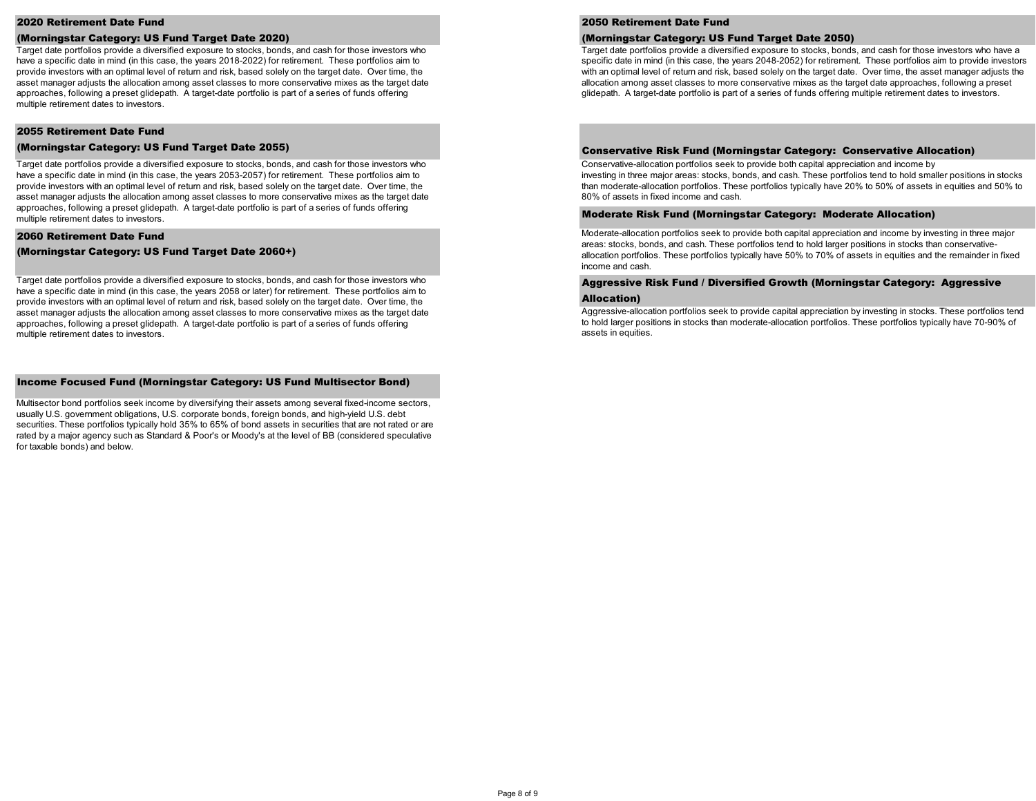## 2020 Retirement Date Fund
## (Morningstar Category: US Fund Target Date 2020)

Target date portfolios provide a diversified exposure to stocks, bonds, and cash for those investors who have a specific date in mind (in this case, the years 2018-2022) for retirement. These portfolios aim to provide investors with an optimal level of return and risk, based solely on the target date. Over time, the asset manager adjusts the allocation among asset classes to more conservative mixes as the target date approaches, following a preset glidepath. A target-date portfolio is part of a series of funds offering multiple retirement dates to investors.

## 2055 Retirement Date Fund
## (Morningstar Category: US Fund Target Date 2055)

Target date portfolios provide a diversified exposure to stocks, bonds, and cash for those investors who have a specific date in mind (in this case, the years 2053-2057) for retirement. These portfolios aim to provide investors with an optimal level of return and risk, based solely on the target date. Over time, the asset manager adjusts the allocation among asset classes to more conservative mixes as the target date approaches, following a preset glidepath. A target-date portfolio is part of a series of funds offering multiple retirement dates to investors.

## 2060 Retirement Date Fund
## (Morningstar Category: US Fund Target Date 2060+)

Target date portfolios provide a diversified exposure to stocks, bonds, and cash for those investors who have a specific date in mind (in this case, the years 2058 or later) for retirement. These portfolios aim to provide investors with an optimal level of return and risk, based solely on the target date. Over time, the asset manager adjusts the allocation among asset classes to more conservative mixes as the target date approaches, following a preset glidepath. A target-date portfolio is part of a series of funds offering multiple retirement dates to investors.

## Income Focused Fund (Morningstar Category: US Fund Multisector Bond)

Multisector bond portfolios seek income by diversifying their assets among several fixed-income sectors, usually U.S. government obligations, U.S. corporate bonds, foreign bonds, and high-yield U.S. debt securities. These portfolios typically hold 35% to 65% of bond assets in securities that are not rated or are rated by a major agency such as Standard & Poor's or Moody's at the level of BB (considered speculative for taxable bonds) and below.

## 2050 Retirement Date Fund
## (Morningstar Category: US Fund Target Date 2050)

Target date portfolios provide a diversified exposure to stocks, bonds, and cash for those investors who have a specific date in mind (in this case, the years 2048-2052) for retirement. These portfolios aim to provide investors with an optimal level of return and risk, based solely on the target date. Over time, the asset manager adjusts the allocation among asset classes to more conservative mixes as the target date approaches, following a preset glidepath. A target-date portfolio is part of a series of funds offering multiple retirement dates to investors.

## Conservative Risk Fund (Morningstar Category: Conservative Allocation)

Conservative-allocation portfolios seek to provide both capital appreciation and income by investing in three major areas: stocks, bonds, and cash. These portfolios tend to hold smaller positions in stocks than moderate-allocation portfolios. These portfolios typically have 20% to 50% of assets in equities and 50% to 80% of assets in fixed income and cash.

## Moderate Risk Fund (Morningstar Category: Moderate Allocation)

Moderate-allocation portfolios seek to provide both capital appreciation and income by investing in three major areas: stocks, bonds, and cash. These portfolios tend to hold larger positions in stocks than conservative-allocation portfolios. These portfolios typically have 50% to 70% of assets in equities and the remainder in fixed income and cash.

## Aggressive Risk Fund / Diversified Growth (Morningstar Category: Aggressive Allocation)

Aggressive-allocation portfolios seek to provide capital appreciation by investing in stocks. These portfolios tend to hold larger positions in stocks than moderate-allocation portfolios. These portfolios typically have 70-90% of assets in equities.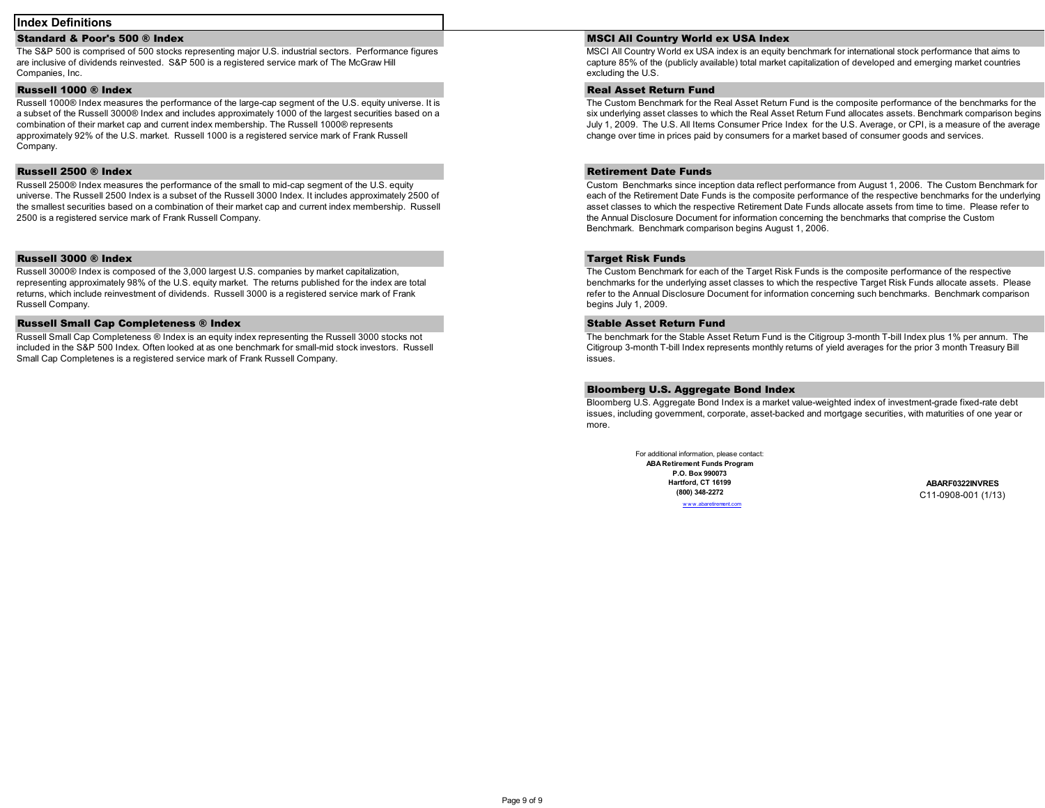# Index Definitions

### Standard & Poor's 500 ® Index

The S&P 500 is comprised of 500 stocks representing major U.S. industrial sectors. Performance figures are inclusive of dividends reinvested. S&P 500 is a registered service mark of The McGraw Hill Companies, Inc.

### Russell 1000 ® Index

Russell 1000® Index measures the performance of the large-cap segment of the U.S. equity universe. It is a subset of the Russell 3000® Index and includes approximately 1000 of the largest securities based on a combination of their market cap and current index membership. The Russell 1000® represents approximately 92% of the U.S. market. Russell 1000 is a registered service mark of Frank Russell Company.

### Russell 2500 ® Index

Russell 2500® Index measures the performance of the small to mid-cap segment of the U.S. equity universe. The Russell 2500 Index is a subset of the Russell 3000 Index. It includes approximately 2500 of the smallest securities based on a combination of their market cap and current index membership. Russell 2500 is a registered service mark of Frank Russell Company.

### Russell 3000 ® Index

Russell 3000® Index is composed of the 3,000 largest U.S. companies by market capitalization, representing approximately 98% of the U.S. equity market. The returns published for the index are total returns, which include reinvestment of dividends. Russell 3000 is a registered service mark of Frank Russell Company.

### Russell Small Cap Completeness ® Index

Russell Small Cap Completeness ® Index is an equity index representing the Russell 3000 stocks not included in the S&P 500 Index. Often looked at as one benchmark for small-mid stock investors. Russell Small Cap Completenes is a registered service mark of Frank Russell Company.

### MSCI All Country World ex USA Index

MSCI All Country World ex USA index is an equity benchmark for international stock performance that aims to capture 85% of the (publicly available) total market capitalization of developed and emerging market countries excluding the U.S.

### Real Asset Return Fund

The Custom Benchmark for the Real Asset Return Fund is the composite performance of the benchmarks for the six underlying asset classes to which the Real Asset Return Fund allocates assets. Benchmark comparison begins July 1, 2009. The U.S. All Items Consumer Price Index for the U.S. Average, or CPI, is a measure of the average change over time in prices paid by consumers for a market based of consumer goods and services.

### Retirement Date Funds

Custom Benchmarks since inception data reflect performance from August 1, 2006. The Custom Benchmark for each of the Retirement Date Funds is the composite performance of the respective benchmarks for the underlying asset classes to which the respective Retirement Date Funds allocate assets from time to time. Please refer to the Annual Disclosure Document for information concerning the benchmarks that comprise the Custom Benchmark. Benchmark comparison begins August 1, 2006.

### Target Risk Funds

The Custom Benchmark for each of the Target Risk Funds is the composite performance of the respective benchmarks for the underlying asset classes to which the respective Target Risk Funds allocate assets. Please refer to the Annual Disclosure Document for information concerning such benchmarks. Benchmark comparison begins July 1, 2009.

### Stable Asset Return Fund

The benchmark for the Stable Asset Return Fund is the Citigroup 3-month T-bill Index plus 1% per annum. The Citigroup 3-month T-bill Index represents monthly returns of yield averages for the prior 3 month Treasury Bill issues.

### Bloomberg U.S. Aggregate Bond Index

Bloomberg U.S. Aggregate Bond Index is a market value-weighted index of investment-grade fixed-rate debt issues, including government, corporate, asset-backed and mortgage securities, with maturities of one year or more.

For additional information, please contact:
**ABA Retirement Funds Program**
**P.O. Box 990073**
**Hartford, CT 16199**
**(800) 348-2272**
www.abaretirement.com

**ABARF0322INVRES**
C11-0908-001 (1/13)